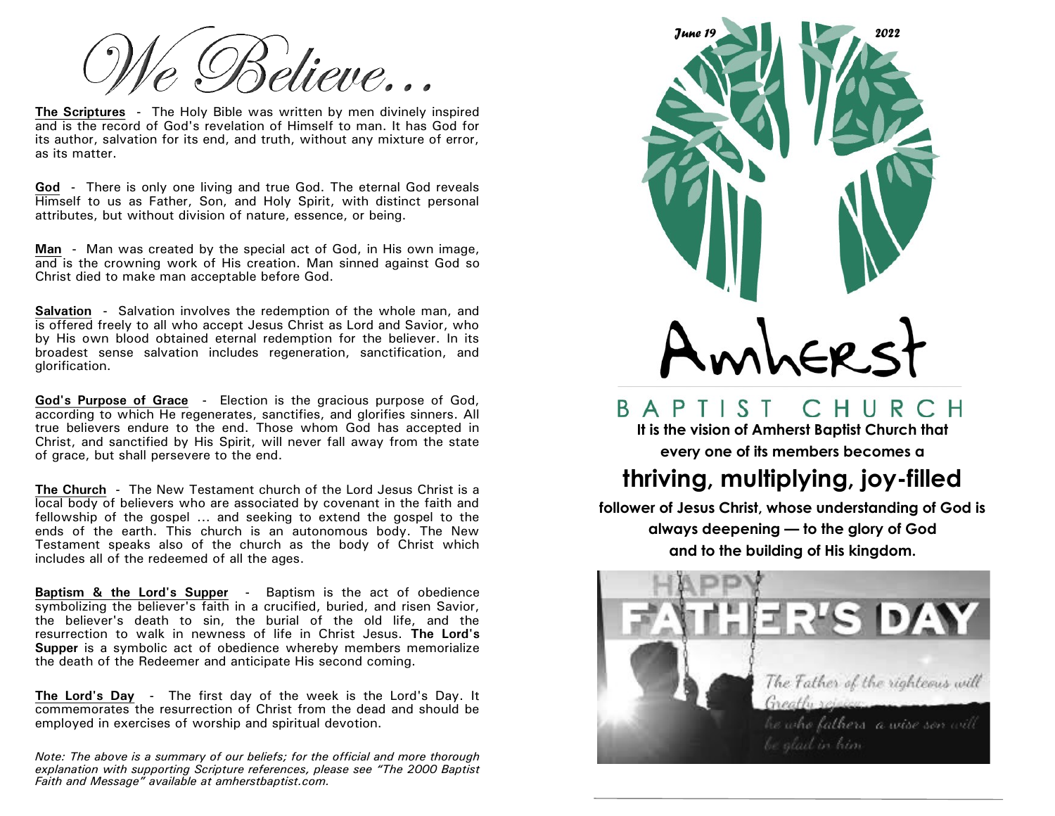# We Believe...

**The Scriptures** - The Holy Bible was written by men divinely inspired and is the record of God's revelation of Himself to man. It has God for its author, salvation for its end, and truth, without any mixture of error, as its matter.

**God** - There is only one living and true God. The eternal God reveals Himself to us as Father, Son, and Holy Spirit, with distinct personal attributes, but without division of nature, essence, or being.

**Man** - Man was created by the special act of God, in His own image, and is the crowning work of His creation. Man sinned against God so Christ died to make man acceptable before God.

**Salvation** - Salvation involves the redemption of the whole man, and is offered freely to all who accept Jesus Christ as Lord and Savior, who by His own blood obtained eternal redemption for the believer. In its broadest sense salvation includes regeneration, sanctification, and glorification.

**God's Purpose of Grace** - Election is the gracious purpose of God, according to which He regenerates, sanctifies, and glorifies sinners. All true believers endure to the end. Those whom God has accepted in Christ, and sanctified by His Spirit, will never fall away from the state of grace, but shall persevere to the end.

**The Church** - The New Testament church of the Lord Jesus Christ is a local body of believers who are associated by covenant in the faith and fellowship of the gospel … and seeking to extend the gospel to the ends of the earth. This church is an autonomous body. The New Testament speaks also of the church as the body of Christ which includes all of the redeemed of all the ages.

**Baptism & the Lord's Supper** - Baptism is the act of obedience symbolizing the believer's faith in a crucified, buried, and risen Savior, the believer's death to sin, the burial of the old life, and the resurrection to walk in newness of life in Christ Jesus. **The Lord's Supper** is a symbolic act of obedience whereby members memorialize the death of the Redeemer and anticipate His second coming.

**The Lord's Day** - The first day of the week is the Lord's Day. It commemorates the resurrection of Christ from the dead and should be employed in exercises of worship and spiritual devotion.

*Note: The above is a summary of our beliefs; for the official and more thorough explanation with supporting Scripture references, please see "The 2000 Baptist Faith and Message" available at amherstbaptist.com.*

*June 19* *2022*

# Amherst

## BAPTIST CHURCH

**It is the vision of Amherst Baptist Church that every one of its members becomes a**

## thriving, multiplying, joy-filled

**follower of Jesus Christ, whose understanding of God is always deepening — to the glory of God and to the building of His kingdom.**

HAPPY FATHER'S DAY

*The Father of the righteous will Greatly rejoice, he who fathers a wise son will be glad in him*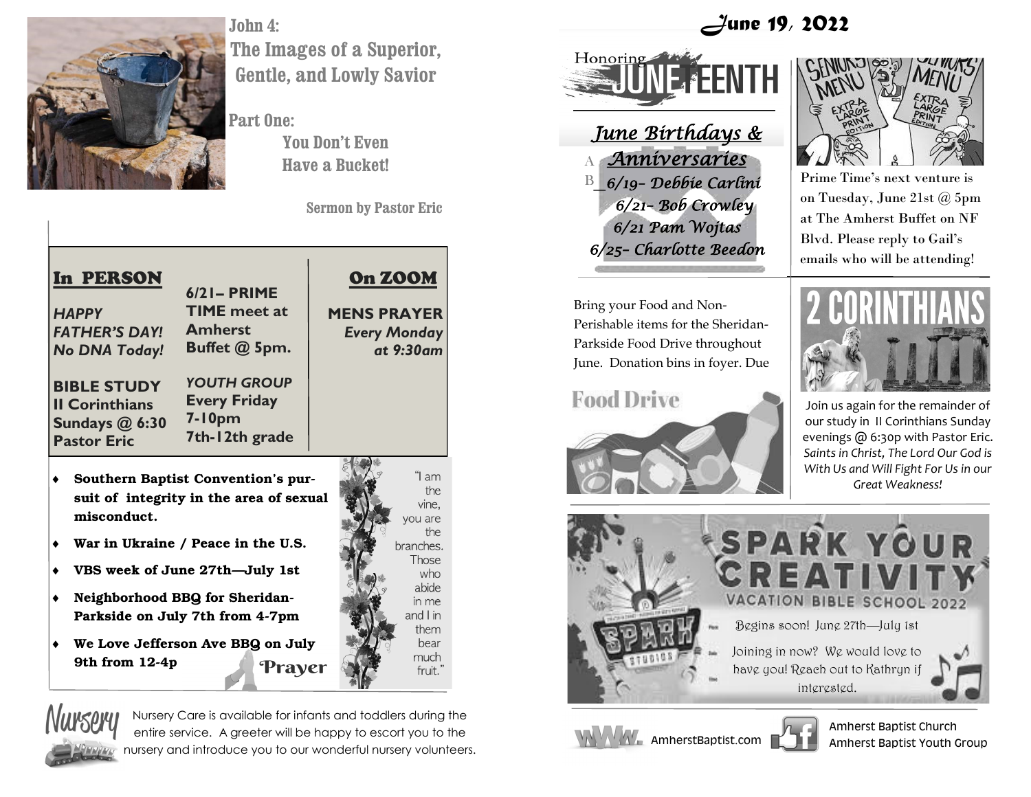## John 4:
## The Images of a Superior, Gentle, and Lowly Savior

**Part One:**
**You Don't Even Have a Bucket!**

**Sermon by Pastor Eric**

| **In PERSON** | | **On ZOOM** |
|---|---|---|
| ***HAPPY FATHER'S DAY! No DNA Today!*** | **6/21– PRIME TIME meet at Amherst Buffet @ 5pm.** | **MENS PRAYER** ***Every Monday at 9:30am*** |
| **BIBLE STUDY II Corinthians Sundays @ 6:30 Pastor Eric** | ***YOUTH GROUP*** **Every Friday 7-10pm 7th-12th grade** | |

- **Southern Baptist Convention's pursuit of integrity in the area of sexual misconduct.**
- **War in Ukraine / Peace in the U.S.**
- **VBS week of June 27th—July 1st**
- **Neighborhood BBQ for Sheridan-Parkside on July 7th from 4-7pm**
- **We Love Jefferson Ave BBQ on July 9th from 12-4p**

**Prayer**

"I am the vine, you are the branches. Those who abide in me and I in them bear much fruit."

**Nursery**

Nursery Care is available for infants and toddlers during the entire service. A greeter will be happy to escort you to the nursery and introduce you to our wonderful nursery volunteers.

# June 19, 2022

Honoring JUNETEENTH

## *June Birthdays & Anniversaries*

*6/19– Debbie Carlini*
*6/21– Bob Crowley*
*6/21 Pam Wojtas*
*6/25– Charlotte Beedon*

Prime Time's next venture is on Tuesday, June 21st @ 5pm at The Amherst Buffet on NF Blvd. Please reply to Gail's emails who will be attending!

Bring your Food and Non-Perishable items for the Sheridan-Parkside Food Drive throughout June. Donation bins in foyer. Due

**Food Drive**

**2 CORINTHIANS**

Join us again for the remainder of our study in II Corinthians Sunday evenings @ 6:30p with Pastor Eric. *Saints in Christ, The Lord Our God is With Us and Will Fight For Us in our Great Weakness!*

**SPARK YOUR CREATIVITY**
**VACATION BIBLE SCHOOL 2022**

Begins soon! June 27th—July 1st

Joining in now? We would love to have you! Reach out to Kathryn if interested.

AmherstBaptist.com

Amherst Baptist Church
Amherst Baptist Youth Group